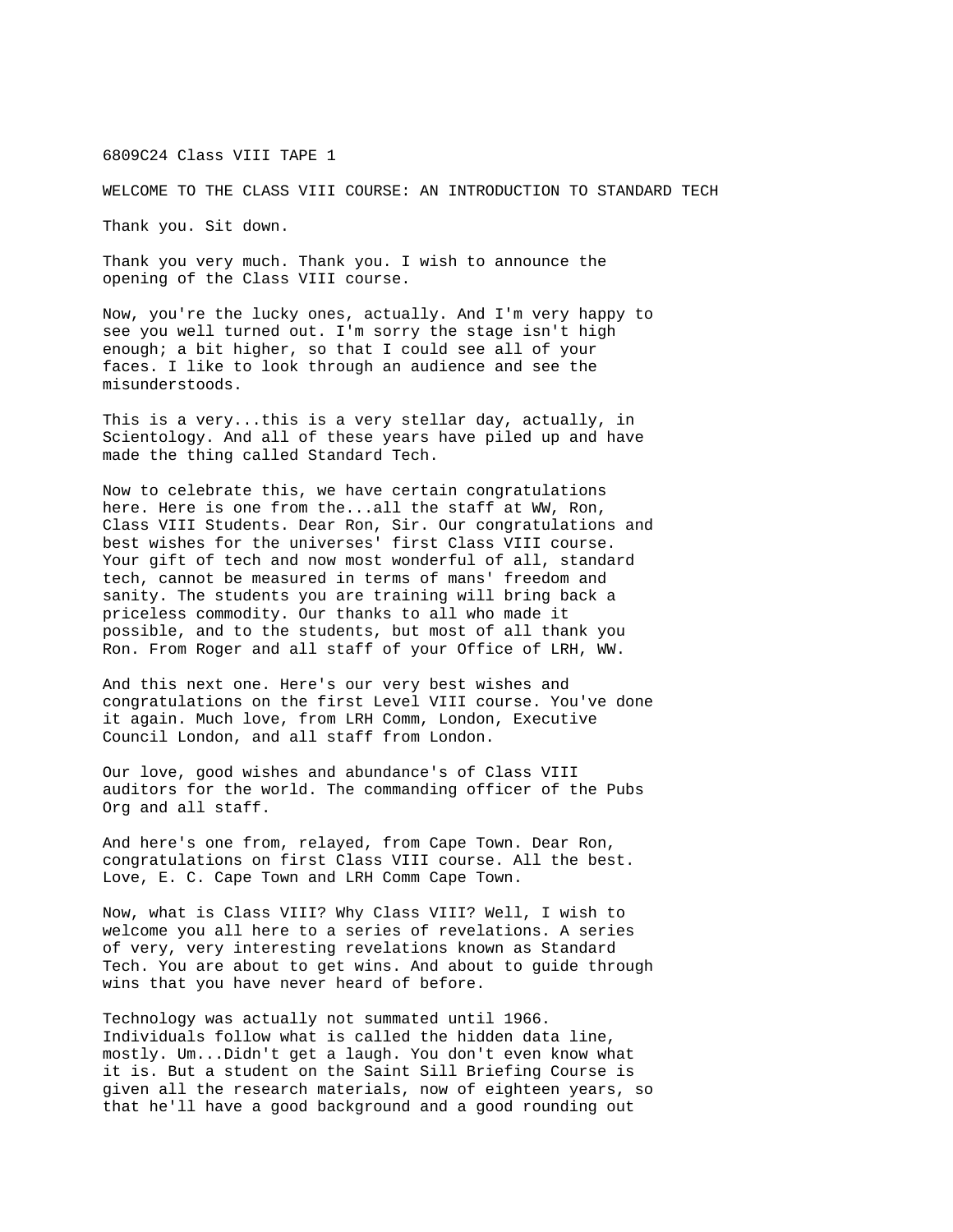6809C24 Class VIII TAPE 1

WELCOME TO THE CLASS VIII COURSE: AN INTRODUCTION TO STANDARD TECH

Thank you. Sit down.

Thank you very much. Thank you. I wish to announce the opening of the Class VIII course.

Now, you're the lucky ones, actually. And I'm very happy to see you well turned out. I'm sorry the stage isn't high enough; a bit higher, so that I could see all of your faces. I like to look through an audience and see the misunderstoods.

This is a very...this is a very stellar day, actually, in Scientology. And all of these years have piled up and have made the thing called Standard Tech.

Now to celebrate this, we have certain congratulations here. Here is one from the...all the staff at WW, Ron, Class VIII Students. Dear Ron, Sir. Our congratulations and best wishes for the universes' first Class VIII course. Your gift of tech and now most wonderful of all, standard tech, cannot be measured in terms of mans' freedom and sanity. The students you are training will bring back a priceless commodity. Our thanks to all who made it possible, and to the students, but most of all thank you Ron. From Roger and all staff of your Office of LRH, WW.

And this next one. Here's our very best wishes and congratulations on the first Level VIII course. You've done it again. Much love, from LRH Comm, London, Executive Council London, and all staff from London.

Our love, good wishes and abundance's of Class VIII auditors for the world. The commanding officer of the Pubs Org and all staff.

And here's one from, relayed, from Cape Town. Dear Ron, congratulations on first Class VIII course. All the best. Love, E. C. Cape Town and LRH Comm Cape Town.

Now, what is Class VIII? Why Class VIII? Well, I wish to welcome you all here to a series of revelations. A series of very, very interesting revelations known as Standard Tech. You are about to get wins. And about to guide through wins that you have never heard of before.

Technology was actually not summated until 1966. Individuals follow what is called the hidden data line, mostly. Um...Didn't get a laugh. You don't even know what it is. But a student on the Saint Sill Briefing Course is given all the research materials, now of eighteen years, so that he'll have a good background and a good rounding out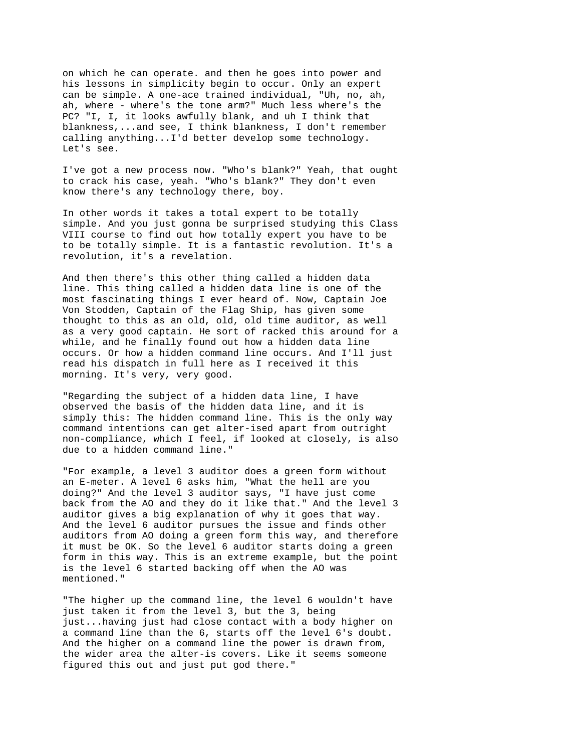on which he can operate. and then he goes into power and his lessons in simplicity begin to occur. Only an expert can be simple. A one-ace trained individual, "Uh, no, ah, ah, where - where's the tone arm?" Much less where's the PC? "I, I, it looks awfully blank, and uh I think that blankness,...and see, I think blankness, I don't remember calling anything...I'd better develop some technology. Let's see.

I've got a new process now. "Who's blank?" Yeah, that ought to crack his case, yeah. "Who's blank?" They don't even know there's any technology there, boy.

In other words it takes a total expert to be totally simple. And you just gonna be surprised studying this Class VIII course to find out how totally expert you have to be to be totally simple. It is a fantastic revolution. It's a revolution, it's a revelation.

And then there's this other thing called a hidden data line. This thing called a hidden data line is one of the most fascinating things I ever heard of. Now, Captain Joe Von Stodden, Captain of the Flag Ship, has given some thought to this as an old, old, old time auditor, as well as a very good captain. He sort of racked this around for a while, and he finally found out how a hidden data line occurs. Or how a hidden command line occurs. And I'll just read his dispatch in full here as I received it this morning. It's very, very good.

"Regarding the subject of a hidden data line, I have observed the basis of the hidden data line, and it is simply this: The hidden command line. This is the only way command intentions can get alter-ised apart from outright non-compliance, which I feel, if looked at closely, is also due to a hidden command line."

"For example, a level 3 auditor does a green form without an E-meter. A level 6 asks him, "What the hell are you doing?" And the level 3 auditor says, "I have just come back from the AO and they do it like that." And the level 3 auditor gives a big explanation of why it goes that way. And the level 6 auditor pursues the issue and finds other auditors from AO doing a green form this way, and therefore it must be OK. So the level 6 auditor starts doing a green form in this way. This is an extreme example, but the point is the level 6 started backing off when the AO was mentioned."

"The higher up the command line, the level 6 wouldn't have just taken it from the level 3, but the 3, being just...having just had close contact with a body higher on a command line than the 6, starts off the level 6's doubt. And the higher on a command line the power is drawn from, the wider area the alter-is covers. Like it seems someone figured this out and just put god there."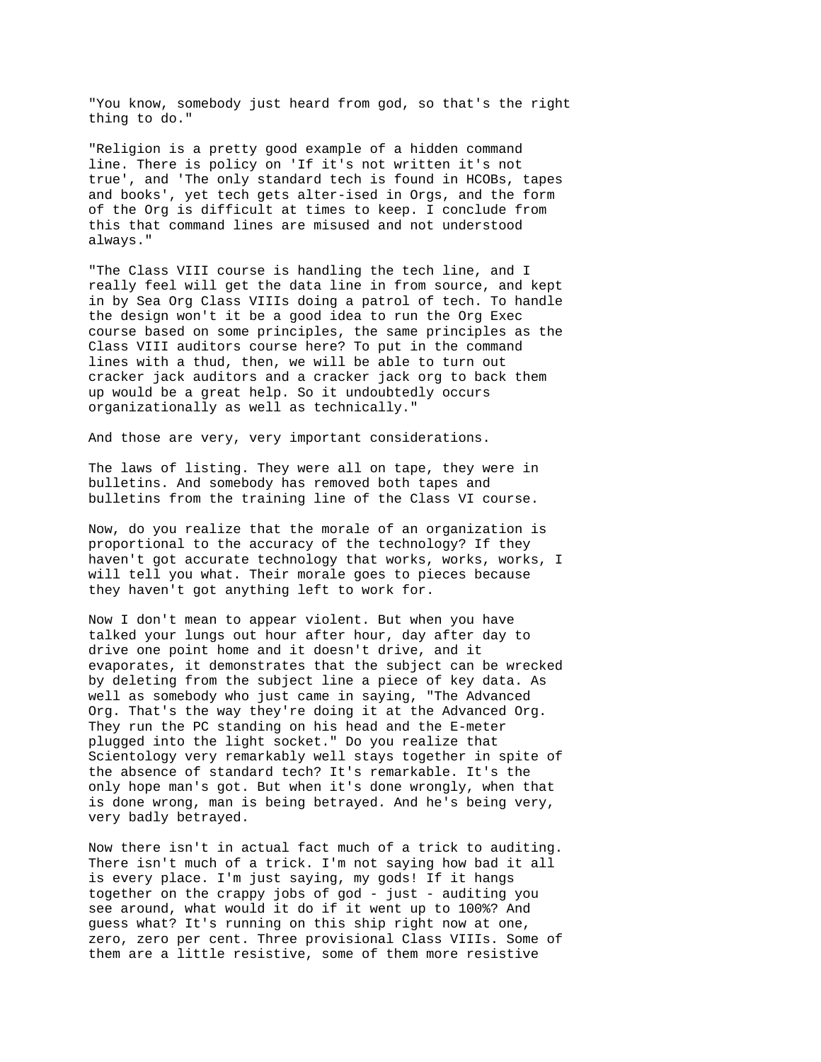"You know, somebody just heard from god, so that's the right thing to do."

"Religion is a pretty good example of a hidden command line. There is policy on 'If it's not written it's not true', and 'The only standard tech is found in HCOBs, tapes and books', yet tech gets alter-ised in Orgs, and the form of the Org is difficult at times to keep. I conclude from this that command lines are misused and not understood always."

"The Class VIII course is handling the tech line, and I really feel will get the data line in from source, and kept in by Sea Org Class VIIIs doing a patrol of tech. To handle the design won't it be a good idea to run the Org Exec course based on some principles, the same principles as the Class VIII auditors course here? To put in the command lines with a thud, then, we will be able to turn out cracker jack auditors and a cracker jack org to back them up would be a great help. So it undoubtedly occurs organizationally as well as technically."

And those are very, very important considerations.

The laws of listing. They were all on tape, they were in bulletins. And somebody has removed both tapes and bulletins from the training line of the Class VI course.

Now, do you realize that the morale of an organization is proportional to the accuracy of the technology? If they haven't got accurate technology that works, works, works, I will tell you what. Their morale goes to pieces because they haven't got anything left to work for.

Now I don't mean to appear violent. But when you have talked your lungs out hour after hour, day after day to drive one point home and it doesn't drive, and it evaporates, it demonstrates that the subject can be wrecked by deleting from the subject line a piece of key data. As well as somebody who just came in saying, "The Advanced Org. That's the way they're doing it at the Advanced Org. They run the PC standing on his head and the E-meter plugged into the light socket." Do you realize that Scientology very remarkably well stays together in spite of the absence of standard tech? It's remarkable. It's the only hope man's got. But when it's done wrongly, when that is done wrong, man is being betrayed. And he's being very, very badly betrayed.

Now there isn't in actual fact much of a trick to auditing. There isn't much of a trick. I'm not saying how bad it all is every place. I'm just saying, my gods! If it hangs together on the crappy jobs of god - just - auditing you see around, what would it do if it went up to 100%? And guess what? It's running on this ship right now at one, zero, zero per cent. Three provisional Class VIIIs. Some of them are a little resistive, some of them more resistive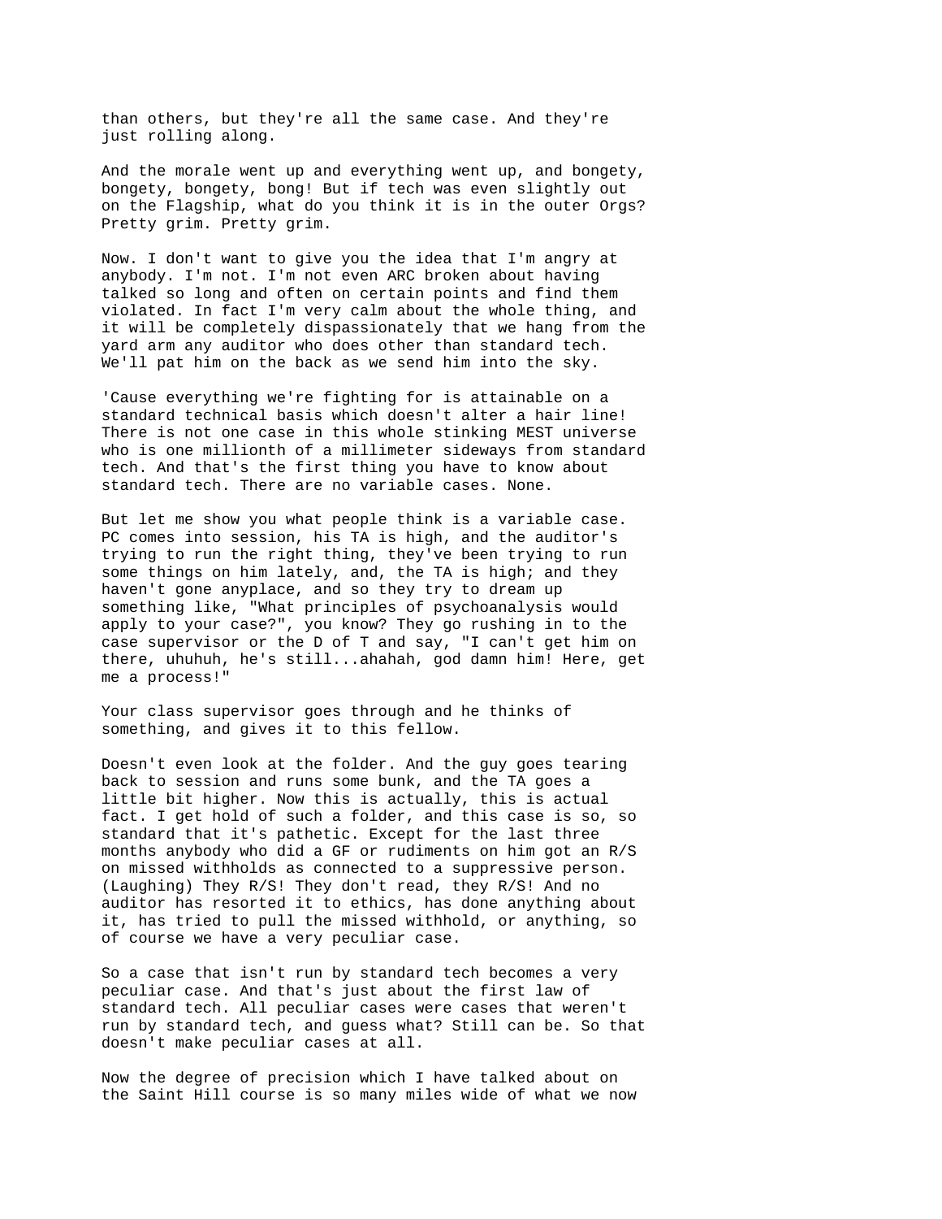than others, but they're all the same case. And they're just rolling along.

And the morale went up and everything went up, and bongety, bongety, bongety, bong! But if tech was even slightly out on the Flagship, what do you think it is in the outer Orgs? Pretty grim. Pretty grim.

Now. I don't want to give you the idea that I'm angry at anybody. I'm not. I'm not even ARC broken about having talked so long and often on certain points and find them violated. In fact I'm very calm about the whole thing, and it will be completely dispassionately that we hang from the yard arm any auditor who does other than standard tech. We'll pat him on the back as we send him into the sky.

'Cause everything we're fighting for is attainable on a standard technical basis which doesn't alter a hair line! There is not one case in this whole stinking MEST universe who is one millionth of a millimeter sideways from standard tech. And that's the first thing you have to know about standard tech. There are no variable cases. None.

But let me show you what people think is a variable case. PC comes into session, his TA is high, and the auditor's trying to run the right thing, they've been trying to run some things on him lately, and, the TA is high; and they haven't gone anyplace, and so they try to dream up something like, "What principles of psychoanalysis would apply to your case?", you know? They go rushing in to the case supervisor or the D of T and say, "I can't get him on there, uhuhuh, he's still...ahahah, god damn him! Here, get me a process!"

Your class supervisor goes through and he thinks of something, and gives it to this fellow.

Doesn't even look at the folder. And the guy goes tearing back to session and runs some bunk, and the TA goes a little bit higher. Now this is actually, this is actual fact. I get hold of such a folder, and this case is so, so standard that it's pathetic. Except for the last three months anybody who did a GF or rudiments on him got an R/S on missed withholds as connected to a suppressive person. (Laughing) They R/S! They don't read, they R/S! And no auditor has resorted it to ethics, has done anything about it, has tried to pull the missed withhold, or anything, so of course we have a very peculiar case.

So a case that isn't run by standard tech becomes a very peculiar case. And that's just about the first law of standard tech. All peculiar cases were cases that weren't run by standard tech, and guess what? Still can be. So that doesn't make peculiar cases at all.

Now the degree of precision which I have talked about on the Saint Hill course is so many miles wide of what we now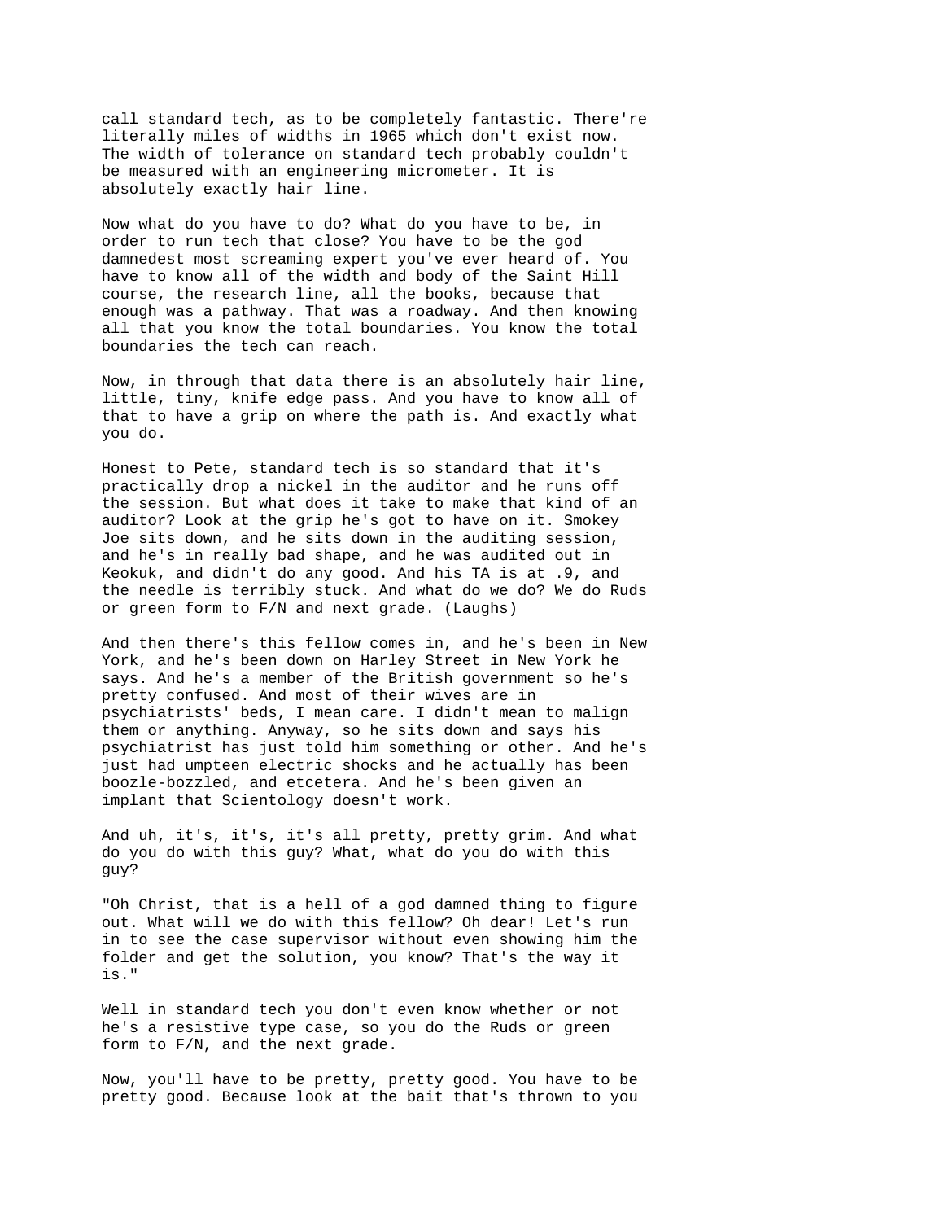call standard tech, as to be completely fantastic. There're literally miles of widths in 1965 which don't exist now. The width of tolerance on standard tech probably couldn't be measured with an engineering micrometer. It is absolutely exactly hair line.

Now what do you have to do? What do you have to be, in order to run tech that close? You have to be the god damnedest most screaming expert you've ever heard of. You have to know all of the width and body of the Saint Hill course, the research line, all the books, because that enough was a pathway. That was a roadway. And then knowing all that you know the total boundaries. You know the total boundaries the tech can reach.

Now, in through that data there is an absolutely hair line, little, tiny, knife edge pass. And you have to know all of that to have a grip on where the path is. And exactly what you do.

Honest to Pete, standard tech is so standard that it's practically drop a nickel in the auditor and he runs off the session. But what does it take to make that kind of an auditor? Look at the grip he's got to have on it. Smokey Joe sits down, and he sits down in the auditing session, and he's in really bad shape, and he was audited out in Keokuk, and didn't do any good. And his TA is at .9, and the needle is terribly stuck. And what do we do? We do Ruds or green form to F/N and next grade. (Laughs)

And then there's this fellow comes in, and he's been in New York, and he's been down on Harley Street in New York he says. And he's a member of the British government so he's pretty confused. And most of their wives are in psychiatrists' beds, I mean care. I didn't mean to malign them or anything. Anyway, so he sits down and says his psychiatrist has just told him something or other. And he's just had umpteen electric shocks and he actually has been boozle-bozzled, and etcetera. And he's been given an implant that Scientology doesn't work.

And uh, it's, it's, it's all pretty, pretty grim. And what do you do with this guy? What, what do you do with this guy?

"Oh Christ, that is a hell of a god damned thing to figure out. What will we do with this fellow? Oh dear! Let's run in to see the case supervisor without even showing him the folder and get the solution, you know? That's the way it is."

Well in standard tech you don't even know whether or not he's a resistive type case, so you do the Ruds or green form to F/N, and the next grade.

Now, you'll have to be pretty, pretty good. You have to be pretty good. Because look at the bait that's thrown to you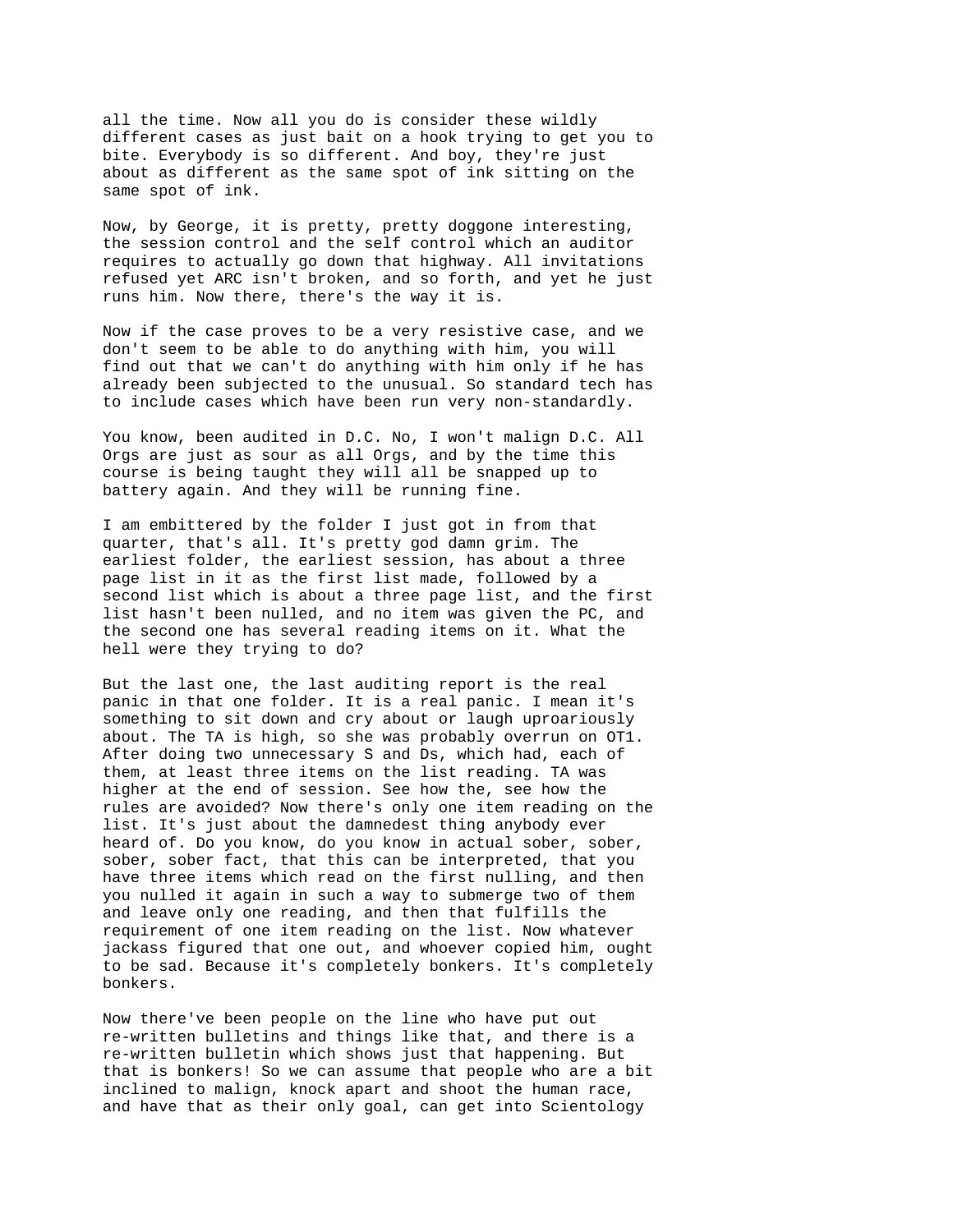all the time. Now all you do is consider these wildly different cases as just bait on a hook trying to get you to bite. Everybody is so different. And boy, they're just about as different as the same spot of ink sitting on the same spot of ink.

Now, by George, it is pretty, pretty doggone interesting, the session control and the self control which an auditor requires to actually go down that highway. All invitations refused yet ARC isn't broken, and so forth, and yet he just runs him. Now there, there's the way it is.

Now if the case proves to be a very resistive case, and we don't seem to be able to do anything with him, you will find out that we can't do anything with him only if he has already been subjected to the unusual. So standard tech has to include cases which have been run very non-standardly.

You know, been audited in D.C. No, I won't malign D.C. All Orgs are just as sour as all Orgs, and by the time this course is being taught they will all be snapped up to battery again. And they will be running fine.

I am embittered by the folder I just got in from that quarter, that's all. It's pretty god damn grim. The earliest folder, the earliest session, has about a three page list in it as the first list made, followed by a second list which is about a three page list, and the first list hasn't been nulled, and no item was given the PC, and the second one has several reading items on it. What the hell were they trying to do?

But the last one, the last auditing report is the real panic in that one folder. It is a real panic. I mean it's something to sit down and cry about or laugh uproariously about. The TA is high, so she was probably overrun on OT1. After doing two unnecessary S and Ds, which had, each of them, at least three items on the list reading. TA was higher at the end of session. See how the, see how the rules are avoided? Now there's only one item reading on the list. It's just about the damnedest thing anybody ever heard of. Do you know, do you know in actual sober, sober, sober, sober fact, that this can be interpreted, that you have three items which read on the first nulling, and then you nulled it again in such a way to submerge two of them and leave only one reading, and then that fulfills the requirement of one item reading on the list. Now whatever jackass figured that one out, and whoever copied him, ought to be sad. Because it's completely bonkers. It's completely bonkers.

Now there've been people on the line who have put out re-written bulletins and things like that, and there is a re-written bulletin which shows just that happening. But that is bonkers! So we can assume that people who are a bit inclined to malign, knock apart and shoot the human race, and have that as their only goal, can get into Scientology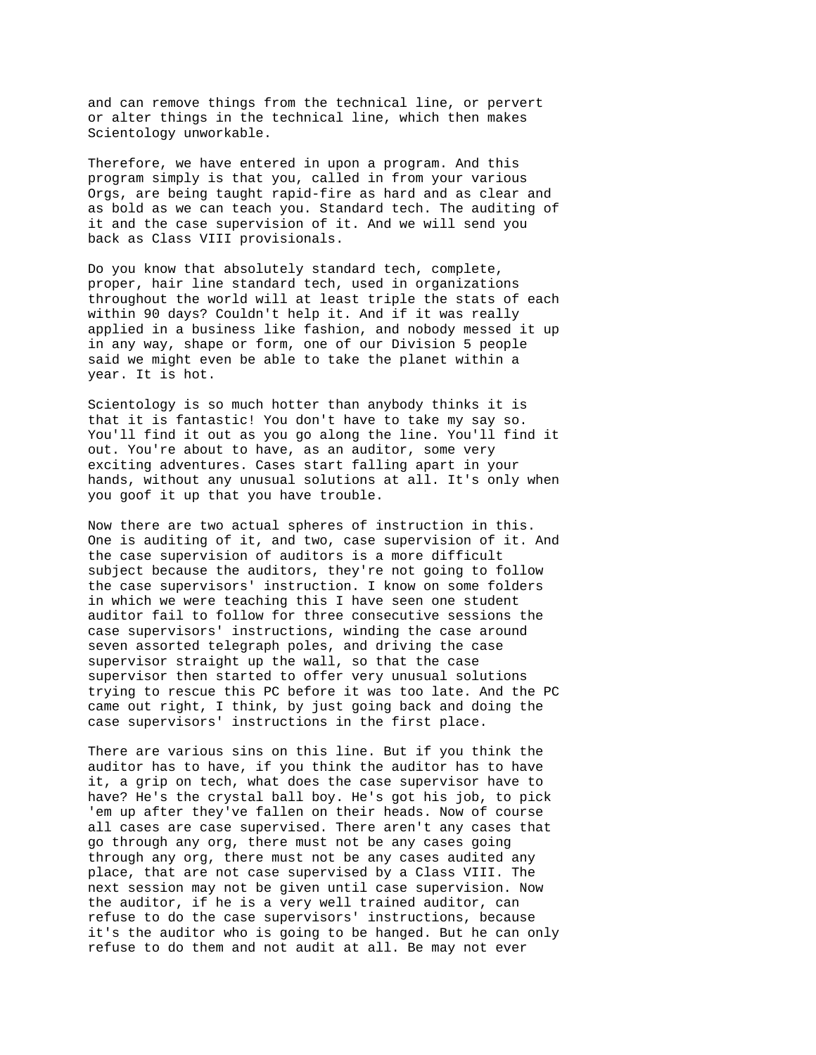and can remove things from the technical line, or pervert or alter things in the technical line, which then makes Scientology unworkable.

Therefore, we have entered in upon a program. And this program simply is that you, called in from your various Orgs, are being taught rapid-fire as hard and as clear and as bold as we can teach you. Standard tech. The auditing of it and the case supervision of it. And we will send you back as Class VIII provisionals.

Do you know that absolutely standard tech, complete, proper, hair line standard tech, used in organizations throughout the world will at least triple the stats of each within 90 days? Couldn't help it. And if it was really applied in a business like fashion, and nobody messed it up in any way, shape or form, one of our Division 5 people said we might even be able to take the planet within a year. It is hot.

Scientology is so much hotter than anybody thinks it is that it is fantastic! You don't have to take my say so. You'll find it out as you go along the line. You'll find it out. You're about to have, as an auditor, some very exciting adventures. Cases start falling apart in your hands, without any unusual solutions at all. It's only when you goof it up that you have trouble.

Now there are two actual spheres of instruction in this. One is auditing of it, and two, case supervision of it. And the case supervision of auditors is a more difficult subject because the auditors, they're not going to follow the case supervisors' instruction. I know on some folders in which we were teaching this I have seen one student auditor fail to follow for three consecutive sessions the case supervisors' instructions, winding the case around seven assorted telegraph poles, and driving the case supervisor straight up the wall, so that the case supervisor then started to offer very unusual solutions trying to rescue this PC before it was too late. And the PC came out right, I think, by just going back and doing the case supervisors' instructions in the first place.

There are various sins on this line. But if you think the auditor has to have, if you think the auditor has to have it, a grip on tech, what does the case supervisor have to have? He's the crystal ball boy. He's got his job, to pick 'em up after they've fallen on their heads. Now of course all cases are case supervised. There aren't any cases that go through any org, there must not be any cases going through any org, there must not be any cases audited any place, that are not case supervised by a Class VIII. The next session may not be given until case supervision. Now the auditor, if he is a very well trained auditor, can refuse to do the case supervisors' instructions, because it's the auditor who is going to be hanged. But he can only refuse to do them and not audit at all. Be may not ever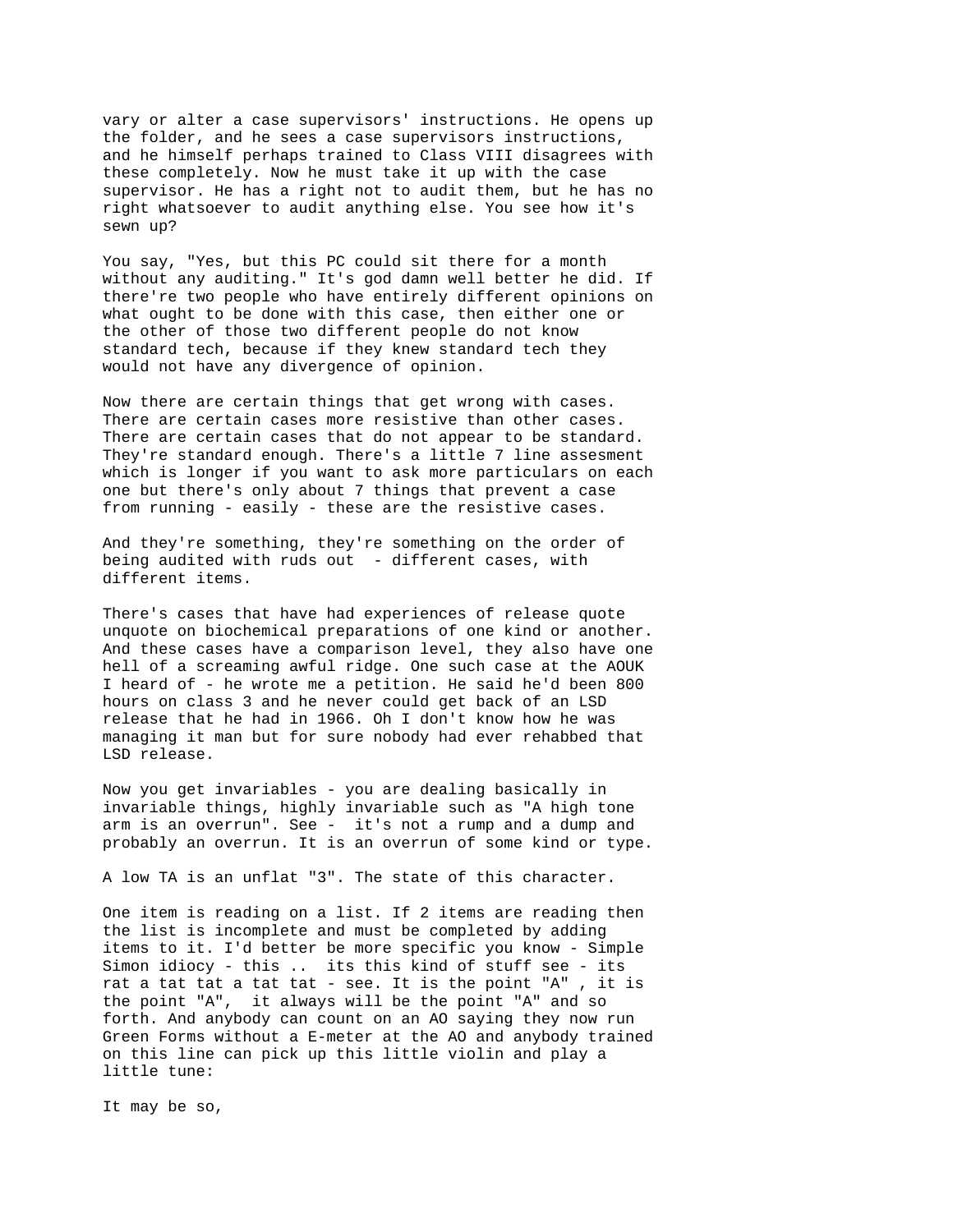vary or alter a case supervisors' instructions. He opens up the folder, and he sees a case supervisors instructions, and he himself perhaps trained to Class VIII disagrees with these completely. Now he must take it up with the case supervisor. He has a right not to audit them, but he has no right whatsoever to audit anything else. You see how it's sewn up?

You say, "Yes, but this PC could sit there for a month without any auditing." It's god damn well better he did. If there're two people who have entirely different opinions on what ought to be done with this case, then either one or the other of those two different people do not know standard tech, because if they knew standard tech they would not have any divergence of opinion.

Now there are certain things that get wrong with cases. There are certain cases more resistive than other cases. There are certain cases that do not appear to be standard. They're standard enough. There's a little 7 line assesment which is longer if you want to ask more particulars on each one but there's only about 7 things that prevent a case from running - easily - these are the resistive cases.

And they're something, they're something on the order of being audited with ruds out - different cases, with different items.

There's cases that have had experiences of release quote unquote on biochemical preparations of one kind or another. And these cases have a comparison level, they also have one hell of a screaming awful ridge. One such case at the AOUK I heard of - he wrote me a petition. He said he'd been 800 hours on class 3 and he never could get back of an LSD release that he had in 1966. Oh I don't know how he was managing it man but for sure nobody had ever rehabbed that LSD release.

Now you get invariables - you are dealing basically in invariable things, highly invariable such as "A high tone arm is an overrun". See - it's not a rump and a dump and probably an overrun. It is an overrun of some kind or type.

A low TA is an unflat "3". The state of this character.

One item is reading on a list. If 2 items are reading then the list is incomplete and must be completed by adding items to it. I'd better be more specific you know - Simple Simon idiocy - this .. its this kind of stuff see - its rat a tat tat a tat tat - see. It is the point "A" , it is the point "A", it always will be the point "A" and so forth. And anybody can count on an AO saying they now run Green Forms without a E-meter at the AO and anybody trained on this line can pick up this little violin and play a little tune:

It may be so,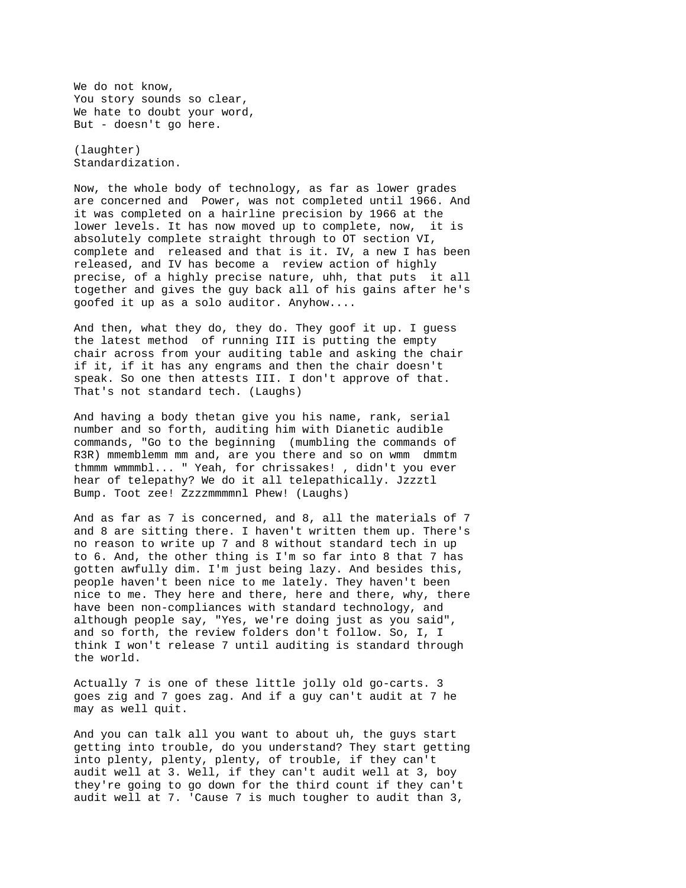We do not know,
You story sounds so clear,
We hate to doubt your word,
But - doesn't go here.

(laughter)
Standardization.

Now, the whole body of technology, as far as lower grades are concerned and Power, was not completed until 1966. And it was completed on a hairline precision by 1966 at the lower levels. It has now moved up to complete, now, it is absolutely complete straight through to OT section VI, complete and released and that is it. IV, a new I has been released, and IV has become a review action of highly precise, of a highly precise nature, uhh, that puts it all together and gives the guy back all of his gains after he's goofed it up as a solo auditor. Anyhow....

And then, what they do, they do. They goof it up. I guess the latest method of running III is putting the empty chair across from your auditing table and asking the chair if it, if it has any engrams and then the chair doesn't speak. So one then attests III. I don't approve of that. That's not standard tech. (Laughs)

And having a body thetan give you his name, rank, serial number and so forth, auditing him with Dianetic audible commands, "Go to the beginning (mumbling the commands of R3R) mmemblemm mm and, are you there and so on wmm dmmtm thmmm wmmmbl... " Yeah, for chrissakes! , didn't you ever hear of telepathy? We do it all telepathically. Jzzztl Bump. Toot zee! Zzzzmmmmnl Phew! (Laughs)

And as far as 7 is concerned, and 8, all the materials of 7 and 8 are sitting there. I haven't written them up. There's no reason to write up 7 and 8 without standard tech in up to 6. And, the other thing is I'm so far into 8 that 7 has gotten awfully dim. I'm just being lazy. And besides this, people haven't been nice to me lately. They haven't been nice to me. They here and there, here and there, why, there have been non-compliances with standard technology, and although people say, "Yes, we're doing just as you said", and so forth, the review folders don't follow. So, I, I think I won't release 7 until auditing is standard through the world.

Actually 7 is one of these little jolly old go-carts. 3 goes zig and 7 goes zag. And if a guy can't audit at 7 he may as well quit.

And you can talk all you want to about uh, the guys start getting into trouble, do you understand? They start getting into plenty, plenty, plenty, of trouble, if they can't audit well at 3. Well, if they can't audit well at 3, boy they're going to go down for the third count if they can't audit well at 7. 'Cause 7 is much tougher to audit than 3,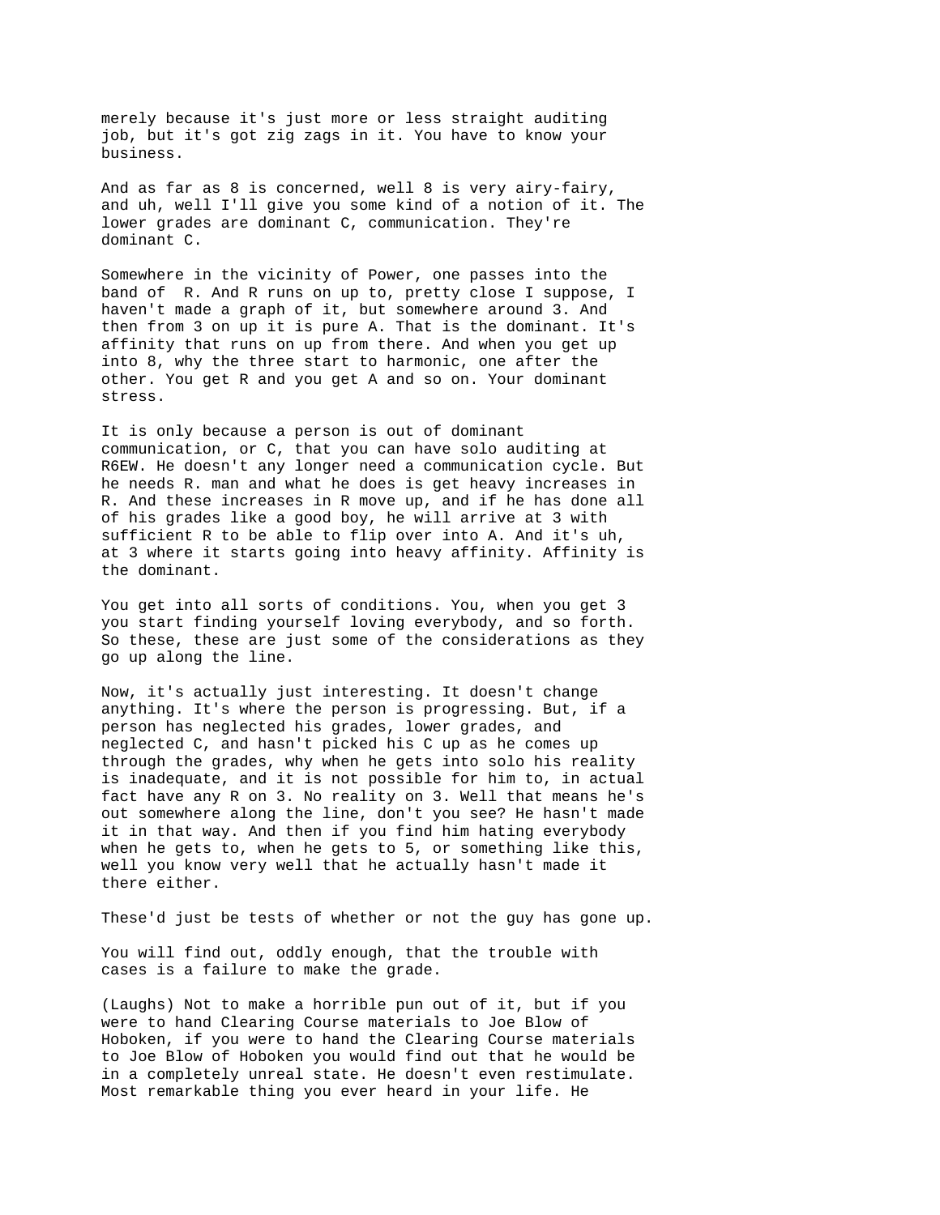merely because it's just more or less straight auditing job, but it's got zig zags in it. You have to know your business.

And as far as 8 is concerned, well 8 is very airy-fairy, and uh, well I'll give you some kind of a notion of it. The lower grades are dominant C, communication. They're dominant C.

Somewhere in the vicinity of Power, one passes into the band of  R. And R runs on up to, pretty close I suppose, I haven't made a graph of it, but somewhere around 3. And then from 3 on up it is pure A. That is the dominant. It's affinity that runs on up from there. And when you get up into 8, why the three start to harmonic, one after the other. You get R and you get A and so on. Your dominant stress.

It is only because a person is out of dominant communication, or C, that you can have solo auditing at R6EW. He doesn't any longer need a communication cycle. But he needs R. man and what he does is get heavy increases in R. And these increases in R move up, and if he has done all of his grades like a good boy, he will arrive at 3 with sufficient R to be able to flip over into A. And it's uh, at 3 where it starts going into heavy affinity. Affinity is the dominant.

You get into all sorts of conditions. You, when you get 3 you start finding yourself loving everybody, and so forth. So these, these are just some of the considerations as they go up along the line.

Now, it's actually just interesting. It doesn't change anything. It's where the person is progressing. But, if a person has neglected his grades, lower grades, and neglected C, and hasn't picked his C up as he comes up through the grades, why when he gets into solo his reality is inadequate, and it is not possible for him to, in actual fact have any R on 3. No reality on 3. Well that means he's out somewhere along the line, don't you see? He hasn't made it in that way. And then if you find him hating everybody when he gets to, when he gets to 5, or something like this, well you know very well that he actually hasn't made it there either.

These'd just be tests of whether or not the guy has gone up.

You will find out, oddly enough, that the trouble with cases is a failure to make the grade.

(Laughs) Not to make a horrible pun out of it, but if you were to hand Clearing Course materials to Joe Blow of Hoboken, if you were to hand the Clearing Course materials to Joe Blow of Hoboken you would find out that he would be in a completely unreal state. He doesn't even restimulate. Most remarkable thing you ever heard in your life. He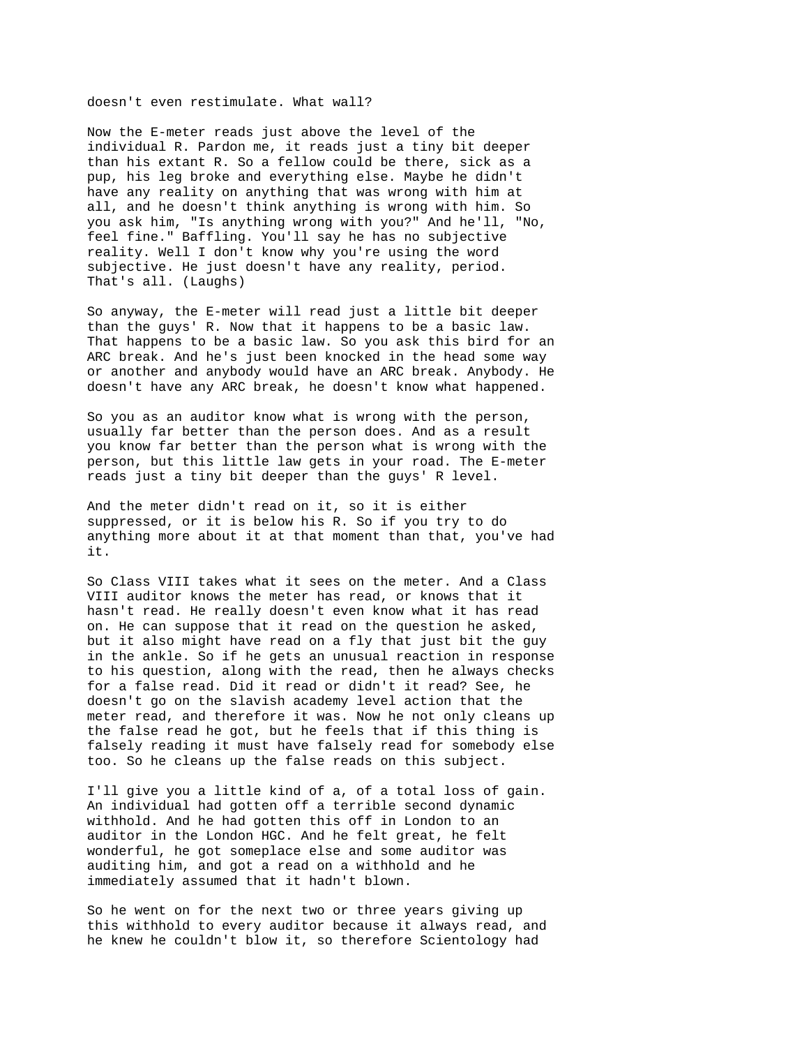doesn't even restimulate. What wall?

Now the E-meter reads just above the level of the individual R. Pardon me, it reads just a tiny bit deeper than his extant R. So a fellow could be there, sick as a pup, his leg broke and everything else. Maybe he didn't have any reality on anything that was wrong with him at all, and he doesn't think anything is wrong with him. So you ask him, "Is anything wrong with you?" And he'll, "No, feel fine." Baffling. You'll say he has no subjective reality. Well I don't know why you're using the word subjective. He just doesn't have any reality, period. That's all. (Laughs)

So anyway, the E-meter will read just a little bit deeper than the guys' R. Now that it happens to be a basic law. That happens to be a basic law. So you ask this bird for an ARC break. And he's just been knocked in the head some way or another and anybody would have an ARC break. Anybody. He doesn't have any ARC break, he doesn't know what happened.

So you as an auditor know what is wrong with the person, usually far better than the person does. And as a result you know far better than the person what is wrong with the person, but this little law gets in your road. The E-meter reads just a tiny bit deeper than the guys' R level.

And the meter didn't read on it, so it is either suppressed, or it is below his R. So if you try to do anything more about it at that moment than that, you've had it.

So Class VIII takes what it sees on the meter. And a Class VIII auditor knows the meter has read, or knows that it hasn't read. He really doesn't even know what it has read on. He can suppose that it read on the question he asked, but it also might have read on a fly that just bit the guy in the ankle. So if he gets an unusual reaction in response to his question, along with the read, then he always checks for a false read. Did it read or didn't it read? See, he doesn't go on the slavish academy level action that the meter read, and therefore it was. Now he not only cleans up the false read he got, but he feels that if this thing is falsely reading it must have falsely read for somebody else too. So he cleans up the false reads on this subject.

I'll give you a little kind of a, of a total loss of gain. An individual had gotten off a terrible second dynamic withhold. And he had gotten this off in London to an auditor in the London HGC. And he felt great, he felt wonderful, he got someplace else and some auditor was auditing him, and got a read on a withhold and he immediately assumed that it hadn't blown.

So he went on for the next two or three years giving up this withhold to every auditor because it always read, and he knew he couldn't blow it, so therefore Scientology had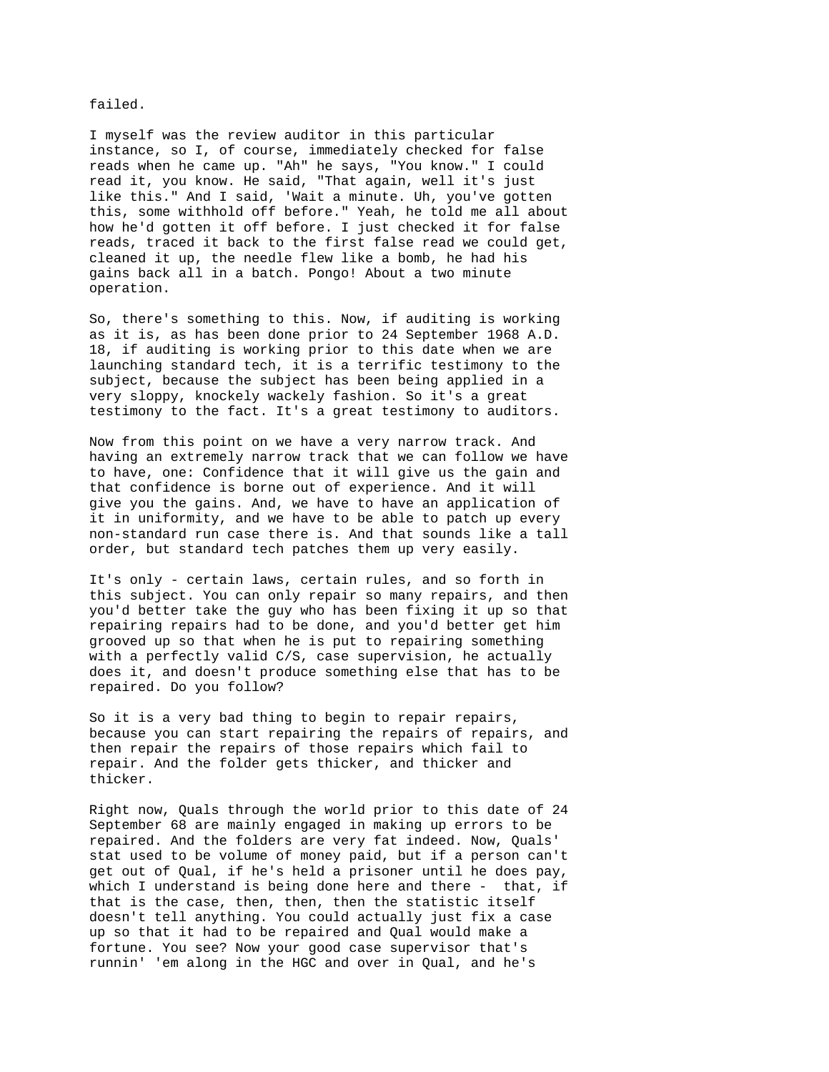failed.

I myself was the review auditor in this particular instance, so I, of course, immediately checked for false reads when he came up. "Ah" he says, "You know." I could read it, you know. He said, "That again, well it's just like this." And I said, 'Wait a minute. Uh, you've gotten this, some withhold off before." Yeah, he told me all about how he'd gotten it off before. I just checked it for false reads, traced it back to the first false read we could get, cleaned it up, the needle flew like a bomb, he had his gains back all in a batch. Pongo! About a two minute operation.

So, there's something to this. Now, if auditing is working as it is, as has been done prior to 24 September 1968 A.D. 18, if auditing is working prior to this date when we are launching standard tech, it is a terrific testimony to the subject, because the subject has been being applied in a very sloppy, knockely wackely fashion. So it's a great testimony to the fact. It's a great testimony to auditors.

Now from this point on we have a very narrow track. And having an extremely narrow track that we can follow we have to have, one: Confidence that it will give us the gain and that confidence is borne out of experience. And it will give you the gains. And, we have to have an application of it in uniformity, and we have to be able to patch up every non-standard run case there is. And that sounds like a tall order, but standard tech patches them up very easily.

It's only - certain laws, certain rules, and so forth in this subject. You can only repair so many repairs, and then you'd better take the guy who has been fixing it up so that repairing repairs had to be done, and you'd better get him grooved up so that when he is put to repairing something with a perfectly valid C/S, case supervision, he actually does it, and doesn't produce something else that has to be repaired. Do you follow?

So it is a very bad thing to begin to repair repairs, because you can start repairing the repairs of repairs, and then repair the repairs of those repairs which fail to repair. And the folder gets thicker, and thicker and thicker.

Right now, Quals through the world prior to this date of 24 September 68 are mainly engaged in making up errors to be repaired. And the folders are very fat indeed. Now, Quals' stat used to be volume of money paid, but if a person can't get out of Qual, if he's held a prisoner until he does pay, which I understand is being done here and there - that, if that is the case, then, then, then the statistic itself doesn't tell anything. You could actually just fix a case up so that it had to be repaired and Qual would make a fortune. You see? Now your good case supervisor that's runnin' 'em along in the HGC and over in Qual, and he's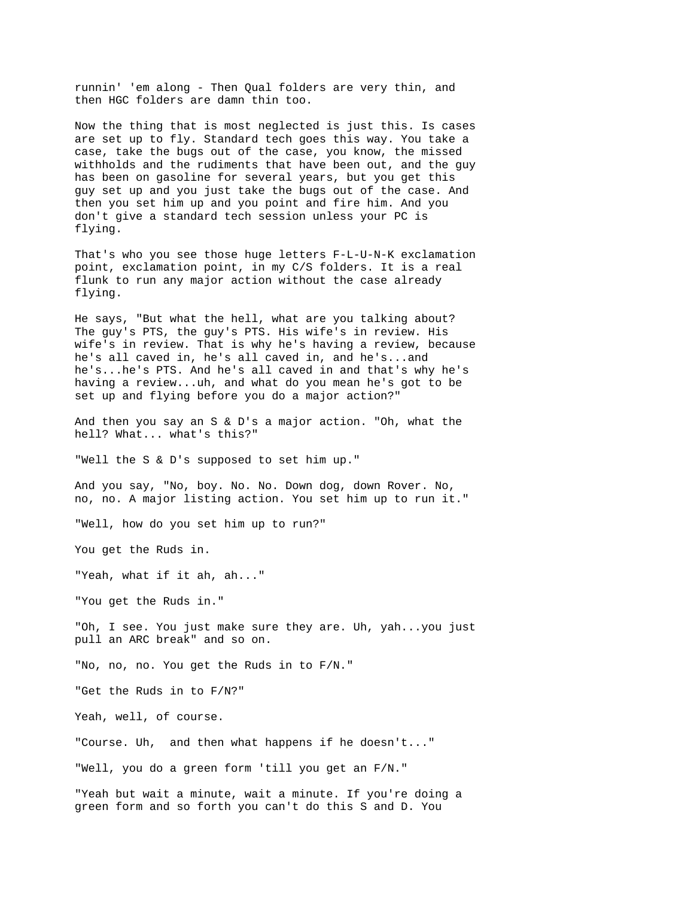runnin' 'em along - Then Qual folders are very thin, and then HGC folders are damn thin too.

Now the thing that is most neglected is just this. Is cases are set up to fly. Standard tech goes this way. You take a case, take the bugs out of the case, you know, the missed withholds and the rudiments that have been out, and the guy has been on gasoline for several years, but you get this guy set up and you just take the bugs out of the case. And then you set him up and you point and fire him. And you don't give a standard tech session unless your PC is flying.

That's who you see those huge letters F-L-U-N-K exclamation point, exclamation point, in my C/S folders. It is a real flunk to run any major action without the case already flying.

He says, "But what the hell, what are you talking about? The guy's PTS, the guy's PTS. His wife's in review. His wife's in review. That is why he's having a review, because he's all caved in, he's all caved in, and he's...and he's...he's PTS. And he's all caved in and that's why he's having a review...uh, and what do you mean he's got to be set up and flying before you do a major action?"

And then you say an S & D's a major action. "Oh, what the hell? What... what's this?"

"Well the S & D's supposed to set him up."

And you say, "No, boy. No. No. Down dog, down Rover. No, no, no. A major listing action. You set him up to run it."

"Well, how do you set him up to run?"

You get the Ruds in.

"Yeah, what if it ah, ah..."

"You get the Ruds in."

"Oh, I see. You just make sure they are. Uh, yah...you just pull an ARC break" and so on.

"No, no, no. You get the Ruds in to F/N."

"Get the Ruds in to F/N?"

Yeah, well, of course.

"Course. Uh,  and then what happens if he doesn't..."

"Well, you do a green form 'till you get an F/N."

"Yeah but wait a minute, wait a minute. If you're doing a green form and so forth you can't do this S and D. You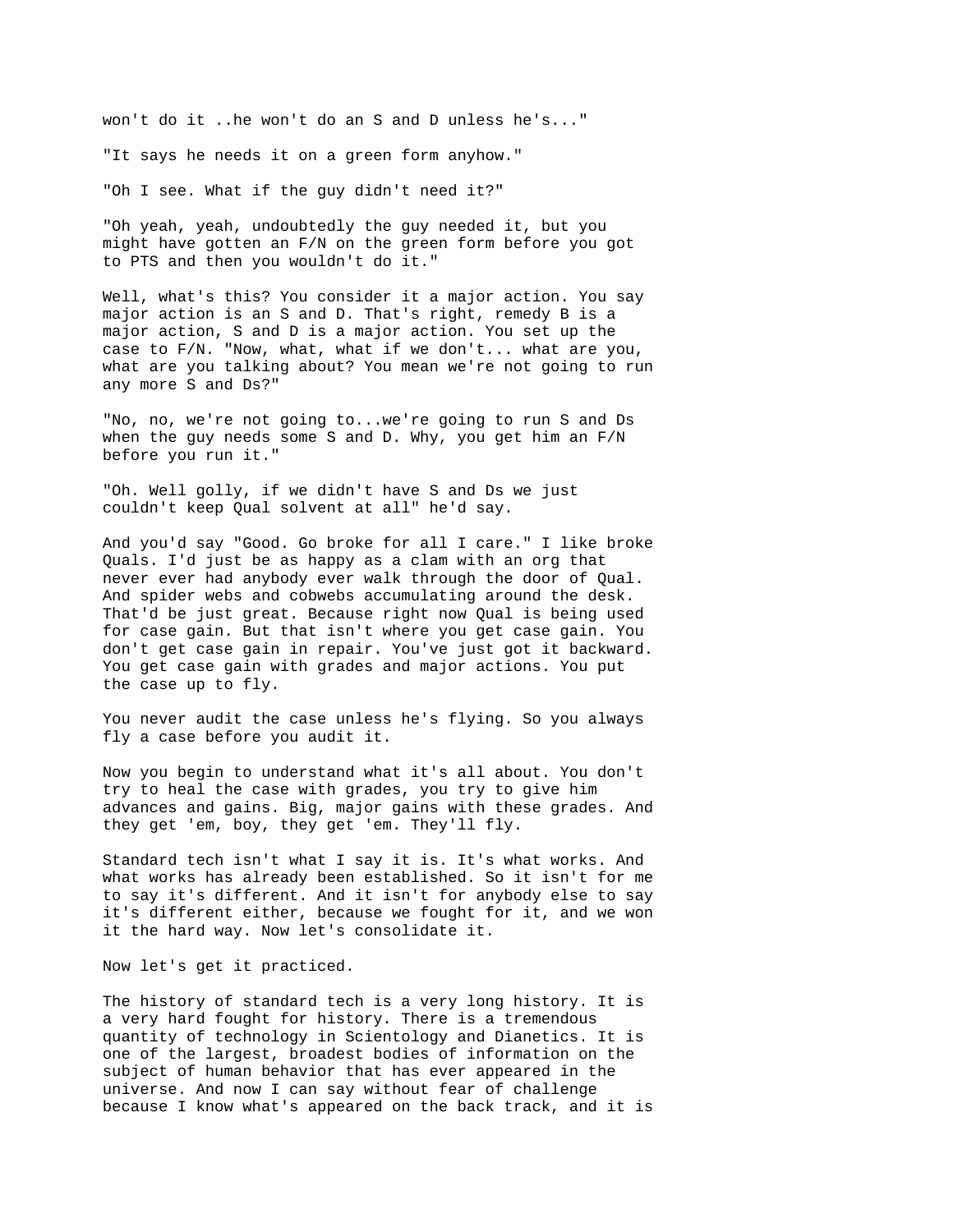won't do it ..he won't do an S and D unless he's..."

"It says he needs it on a green form anyhow."

"Oh I see. What if the guy didn't need it?"

"Oh yeah, yeah, undoubtedly the guy needed it, but you might have gotten an F/N on the green form before you got to PTS and then you wouldn't do it."

Well, what's this? You consider it a major action. You say major action is an S and D. That's right, remedy B is a major action, S and D is a major action. You set up the case to F/N. "Now, what, what if we don't... what are you, what are you talking about? You mean we're not going to run any more S and Ds?"

"No, no, we're not going to...we're going to run S and Ds when the guy needs some S and D. Why, you get him an F/N before you run it."

"Oh. Well golly, if we didn't have S and Ds we just couldn't keep Qual solvent at all" he'd say.

And you'd say "Good. Go broke for all I care." I like broke Quals. I'd just be as happy as a clam with an org that never ever had anybody ever walk through the door of Qual. And spider webs and cobwebs accumulating around the desk. That'd be just great. Because right now Qual is being used for case gain. But that isn't where you get case gain. You don't get case gain in repair. You've just got it backward. You get case gain with grades and major actions. You put the case up to fly.

You never audit the case unless he's flying. So you always fly a case before you audit it.

Now you begin to understand what it's all about. You don't try to heal the case with grades, you try to give him advances and gains. Big, major gains with these grades. And they get 'em, boy, they get 'em. They'll fly.

Standard tech isn't what I say it is. It's what works. And what works has already been established. So it isn't for me to say it's different. And it isn't for anybody else to say it's different either, because we fought for it, and we won it the hard way. Now let's consolidate it.

Now let's get it practiced.

The history of standard tech is a very long history. It is a very hard fought for history. There is a tremendous quantity of technology in Scientology and Dianetics. It is one of the largest, broadest bodies of information on the subject of human behavior that has ever appeared in the universe. And now I can say without fear of challenge because I know what's appeared on the back track, and it is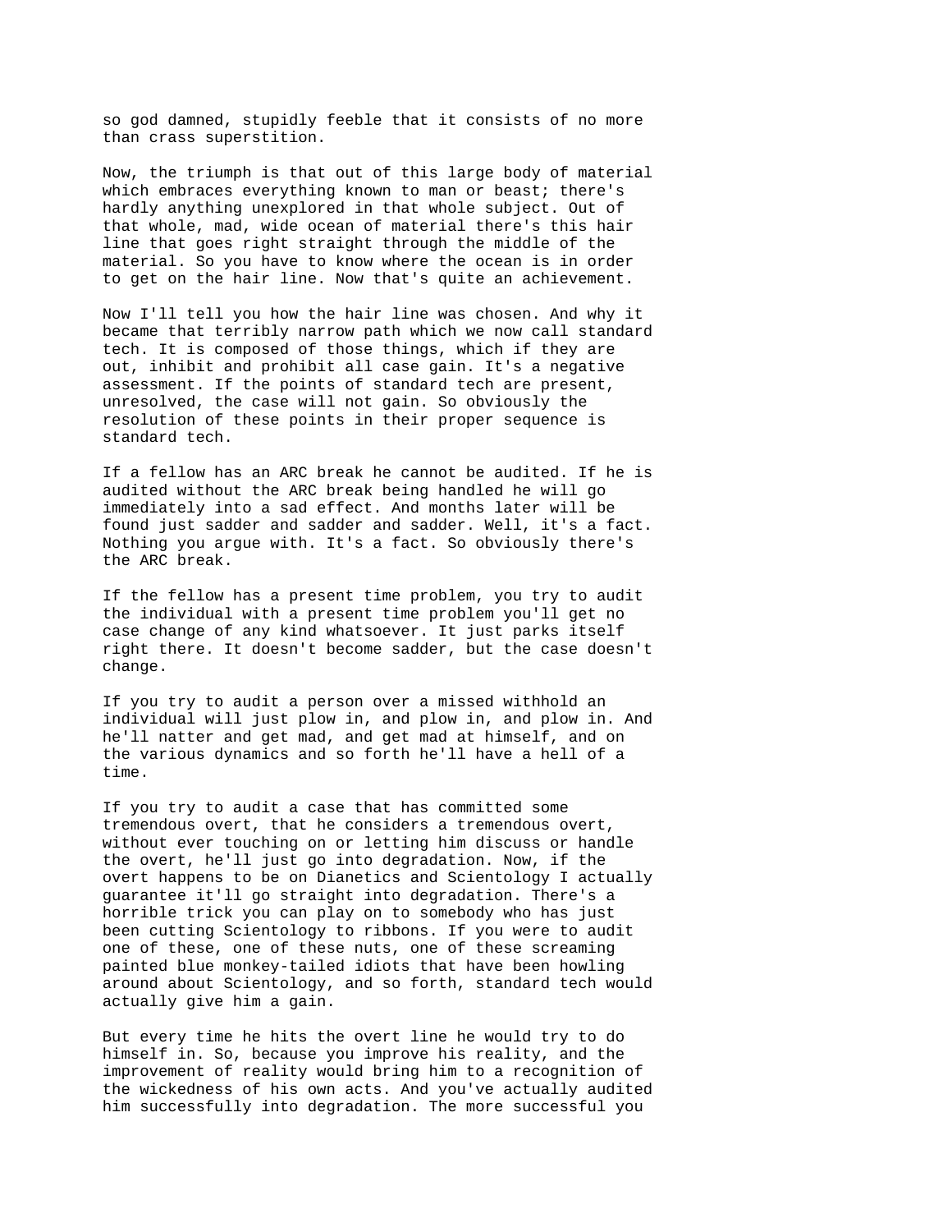so god damned, stupidly feeble that it consists of no more than crass superstition.

Now, the triumph is that out of this large body of material which embraces everything known to man or beast; there's hardly anything unexplored in that whole subject. Out of that whole, mad, wide ocean of material there's this hair line that goes right straight through the middle of the material. So you have to know where the ocean is in order to get on the hair line. Now that's quite an achievement.

Now I'll tell you how the hair line was chosen. And why it became that terribly narrow path which we now call standard tech. It is composed of those things, which if they are out, inhibit and prohibit all case gain. It's a negative assessment. If the points of standard tech are present, unresolved, the case will not gain. So obviously the resolution of these points in their proper sequence is standard tech.

If a fellow has an ARC break he cannot be audited. If he is audited without the ARC break being handled he will go immediately into a sad effect. And months later will be found just sadder and sadder and sadder. Well, it's a fact. Nothing you argue with. It's a fact. So obviously there's the ARC break.

If the fellow has a present time problem, you try to audit the individual with a present time problem you'll get no case change of any kind whatsoever. It just parks itself right there. It doesn't become sadder, but the case doesn't change.

If you try to audit a person over a missed withhold an individual will just plow in, and plow in, and plow in. And he'll natter and get mad, and get mad at himself, and on the various dynamics and so forth he'll have a hell of a time.

If you try to audit a case that has committed some tremendous overt, that he considers a tremendous overt, without ever touching on or letting him discuss or handle the overt, he'll just go into degradation. Now, if the overt happens to be on Dianetics and Scientology I actually guarantee it'll go straight into degradation. There's a horrible trick you can play on to somebody who has just been cutting Scientology to ribbons. If you were to audit one of these, one of these nuts, one of these screaming painted blue monkey-tailed idiots that have been howling around about Scientology, and so forth, standard tech would actually give him a gain.

But every time he hits the overt line he would try to do himself in. So, because you improve his reality, and the improvement of reality would bring him to a recognition of the wickedness of his own acts. And you've actually audited him successfully into degradation. The more successful you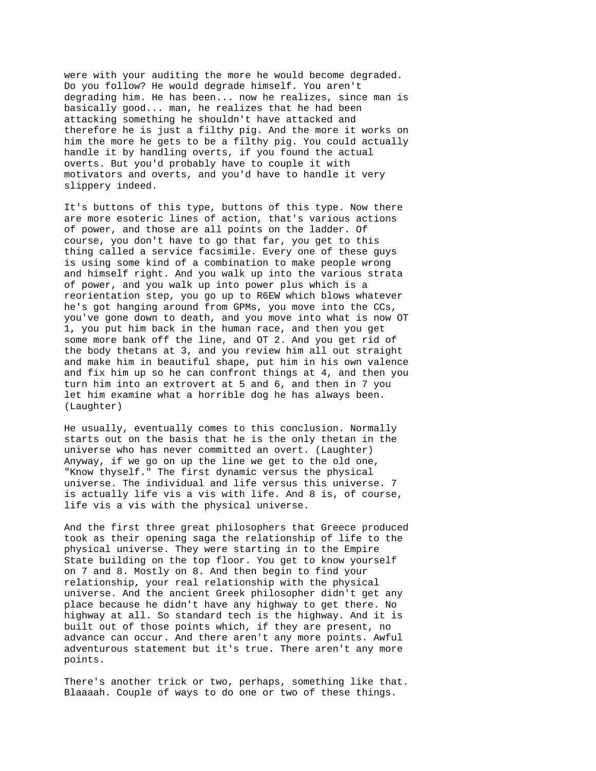were with your auditing the more he would become degraded. Do you follow? He would degrade himself. You aren't degrading him. He has been... now he realizes, since man is basically good... man, he realizes that he had been attacking something he shouldn't have attacked and therefore he is just a filthy pig. And the more it works on him the more he gets to be a filthy pig. You could actually handle it by handling overts, if you found the actual overts. But you'd probably have to couple it with motivators and overts, and you'd have to handle it very slippery indeed.

It's buttons of this type, buttons of this type. Now there are more esoteric lines of action, that's various actions of power, and those are all points on the ladder. Of course, you don't have to go that far, you get to this thing called a service facsimile. Every one of these guys is using some kind of a combination to make people wrong and himself right. And you walk up into the various strata of power, and you walk up into power plus which is a reorientation step, you go up to R6EW which blows whatever he's got hanging around from GPMs, you move into the CCs, you've gone down to death, and you move into what is now OT 1, you put him back in the human race, and then you get some more bank off the line, and OT 2. And you get rid of the body thetans at 3, and you review him all out straight and make him in beautiful shape, put him in his own valence and fix him up so he can confront things at 4, and then you turn him into an extrovert at 5 and 6, and then in 7 you let him examine what a horrible dog he has always been. (Laughter)

He usually, eventually comes to this conclusion. Normally starts out on the basis that he is the only thetan in the universe who has never committed an overt. (Laughter) Anyway, if we go on up the line we get to the old one, "Know thyself." The first dynamic versus the physical universe. The individual and life versus this universe. 7 is actually life vis a vis with life. And 8 is, of course, life vis a vis with the physical universe.

And the first three great philosophers that Greece produced took as their opening saga the relationship of life to the physical universe. They were starting in to the Empire State building on the top floor. You get to know yourself on 7 and 8. Mostly on 8. And then begin to find your relationship, your real relationship with the physical universe. And the ancient Greek philosopher didn't get any place because he didn't have any highway to get there. No highway at all. So standard tech is the highway. And it is built out of those points which, if they are present, no advance can occur. And there aren't any more points. Awful adventurous statement but it's true. There aren't any more points.

There's another trick or two, perhaps, something like that. Blaaaah. Couple of ways to do one or two of these things.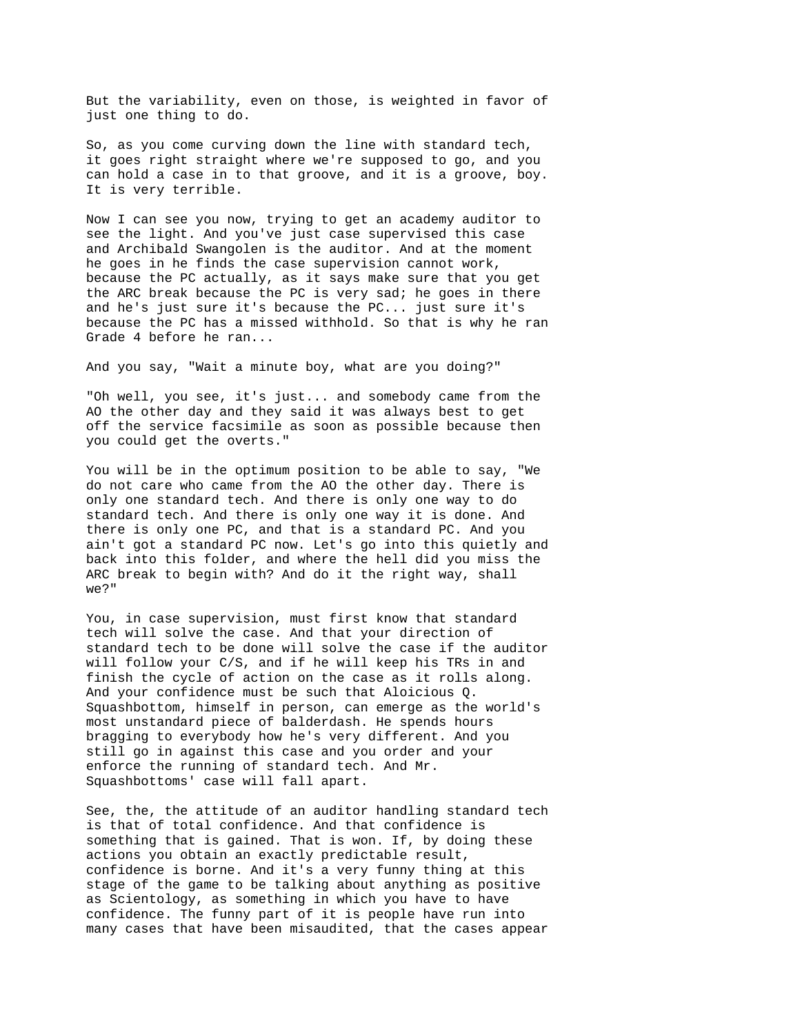But the variability, even on those, is weighted in favor of just one thing to do.

So, as you come curving down the line with standard tech, it goes right straight where we're supposed to go, and you can hold a case in to that groove, and it is a groove, boy. It is very terrible.

Now I can see you now, trying to get an academy auditor to see the light. And you've just case supervised this case and Archibald Swangolen is the auditor. And at the moment he goes in he finds the case supervision cannot work, because the PC actually, as it says make sure that you get the ARC break because the PC is very sad; he goes in there and he's just sure it's because the PC... just sure it's because the PC has a missed withhold. So that is why he ran Grade 4 before he ran...

And you say, "Wait a minute boy, what are you doing?"

"Oh well, you see, it's just... and somebody came from the AO the other day and they said it was always best to get off the service facsimile as soon as possible because then you could get the overts."

You will be in the optimum position to be able to say, "We do not care who came from the AO the other day. There is only one standard tech. And there is only one way to do standard tech. And there is only one way it is done. And there is only one PC, and that is a standard PC. And you ain't got a standard PC now. Let's go into this quietly and back into this folder, and where the hell did you miss the ARC break to begin with? And do it the right way, shall we?"

You, in case supervision, must first know that standard tech will solve the case. And that your direction of standard tech to be done will solve the case if the auditor will follow your C/S, and if he will keep his TRs in and finish the cycle of action on the case as it rolls along. And your confidence must be such that Aloicious Q. Squashbottom, himself in person, can emerge as the world's most unstandard piece of balderdash. He spends hours bragging to everybody how he's very different. And you still go in against this case and you order and your enforce the running of standard tech. And Mr. Squashbottoms' case will fall apart.

See, the, the attitude of an auditor handling standard tech is that of total confidence. And that confidence is something that is gained. That is won. If, by doing these actions you obtain an exactly predictable result, confidence is borne. And it's a very funny thing at this stage of the game to be talking about anything as positive as Scientology, as something in which you have to have confidence. The funny part of it is people have run into many cases that have been misaudited, that the cases appear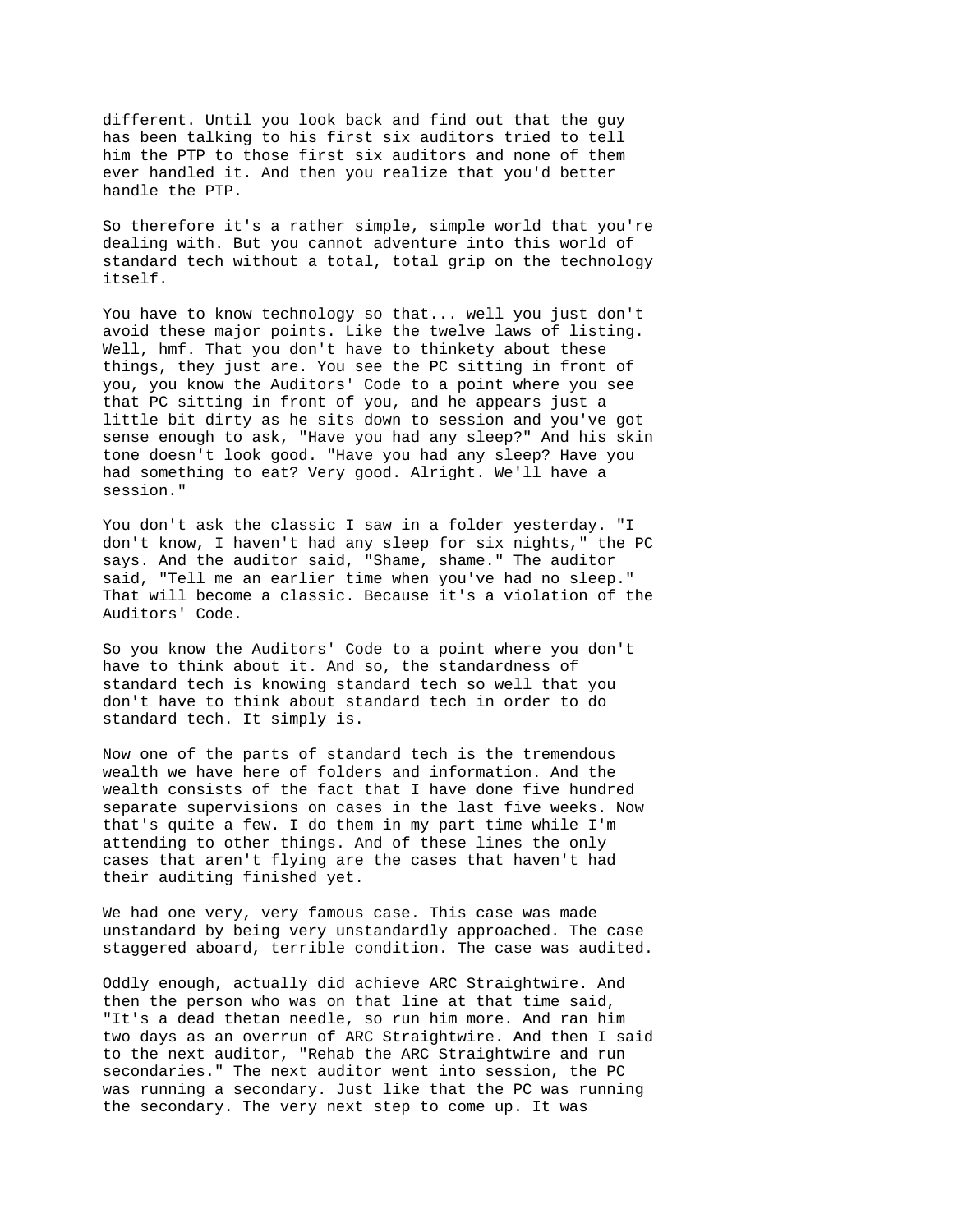different. Until you look back and find out that the guy has been talking to his first six auditors tried to tell him the PTP to those first six auditors and none of them ever handled it. And then you realize that you'd better handle the PTP.

So therefore it's a rather simple, simple world that you're dealing with. But you cannot adventure into this world of standard tech without a total, total grip on the technology itself.

You have to know technology so that... well you just don't avoid these major points. Like the twelve laws of listing. Well, hmf. That you don't have to thinkety about these things, they just are. You see the PC sitting in front of you, you know the Auditors' Code to a point where you see that PC sitting in front of you, and he appears just a little bit dirty as he sits down to session and you've got sense enough to ask, "Have you had any sleep?" And his skin tone doesn't look good. "Have you had any sleep? Have you had something to eat? Very good. Alright. We'll have a session."

You don't ask the classic I saw in a folder yesterday. "I don't know, I haven't had any sleep for six nights," the PC says. And the auditor said, "Shame, shame." The auditor said, "Tell me an earlier time when you've had no sleep." That will become a classic. Because it's a violation of the Auditors' Code.

So you know the Auditors' Code to a point where you don't have to think about it. And so, the standardness of standard tech is knowing standard tech so well that you don't have to think about standard tech in order to do standard tech. It simply is.

Now one of the parts of standard tech is the tremendous wealth we have here of folders and information. And the wealth consists of the fact that I have done five hundred separate supervisions on cases in the last five weeks. Now that's quite a few. I do them in my part time while I'm attending to other things. And of these lines the only cases that aren't flying are the cases that haven't had their auditing finished yet.

We had one very, very famous case. This case was made unstandard by being very unstandardly approached. The case staggered aboard, terrible condition. The case was audited.

Oddly enough, actually did achieve ARC Straightwire. And then the person who was on that line at that time said, "It's a dead thetan needle, so run him more. And ran him two days as an overrun of ARC Straightwire. And then I said to the next auditor, "Rehab the ARC Straightwire and run secondaries." The next auditor went into session, the PC was running a secondary. Just like that the PC was running the secondary. The very next step to come up. It was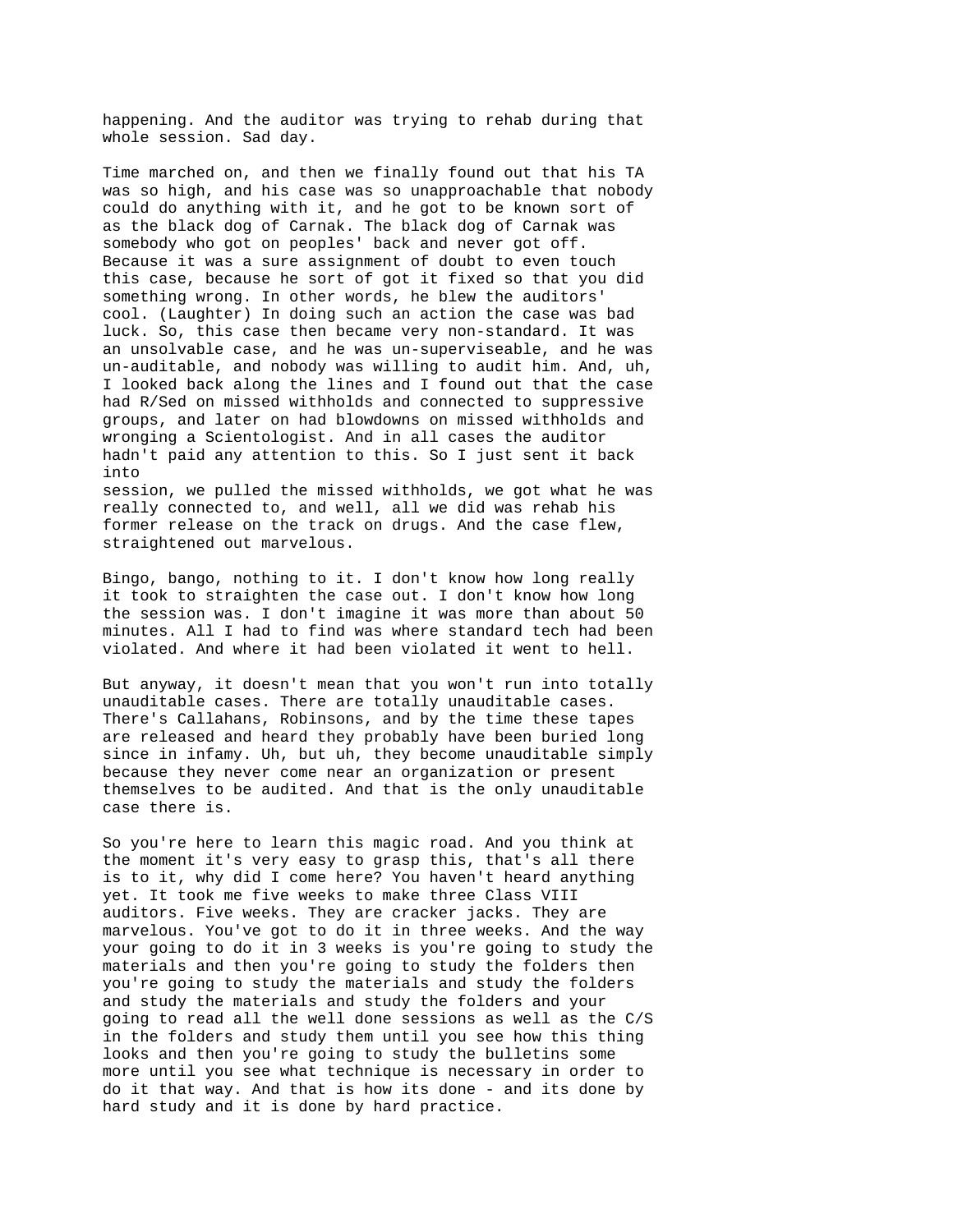happening. And the auditor was trying to rehab during that whole session. Sad day.

Time marched on, and then we finally found out that his TA was so high, and his case was so unapproachable that nobody could do anything with it, and he got to be known sort of as the black dog of Carnak. The black dog of Carnak was somebody who got on peoples' back and never got off. Because it was a sure assignment of doubt to even touch this case, because he sort of got it fixed so that you did something wrong. In other words, he blew the auditors' cool. (Laughter) In doing such an action the case was bad luck. So, this case then became very non-standard. It was an unsolvable case, and he was un-superviseable, and he was un-auditable, and nobody was willing to audit him. And, uh, I looked back along the lines and I found out that the case had R/Sed on missed withholds and connected to suppressive groups, and later on had blowdowns on missed withholds and wronging a Scientologist. And in all cases the auditor hadn't paid any attention to this. So I just sent it back into session, we pulled the missed withholds, we got what he was really connected to, and well, all we did was rehab his former release on the track on drugs. And the case flew, straightened out marvelous.

Bingo, bango, nothing to it. I don't know how long really it took to straighten the case out. I don't know how long the session was. I don't imagine it was more than about 50 minutes. All I had to find was where standard tech had been violated. And where it had been violated it went to hell.

But anyway, it doesn't mean that you won't run into totally unauditable cases. There are totally unauditable cases. There's Callahans, Robinsons, and by the time these tapes are released and heard they probably have been buried long since in infamy. Uh, but uh, they become unauditable simply because they never come near an organization or present themselves to be audited. And that is the only unauditable case there is.

So you're here to learn this magic road. And you think at the moment it's very easy to grasp this, that's all there is to it, why did I come here? You haven't heard anything yet. It took me five weeks to make three Class VIII auditors. Five weeks. They are cracker jacks. They are marvelous. You've got to do it in three weeks. And the way your going to do it in 3 weeks is you're going to study the materials and then you're going to study the folders then you're going to study the materials and study the folders and study the materials and study the folders and your going to read all the well done sessions as well as the C/S in the folders and study them until you see how this thing looks and then you're going to study the bulletins some more until you see what technique is necessary in order to do it that way. And that is how its done - and its done by hard study and it is done by hard practice.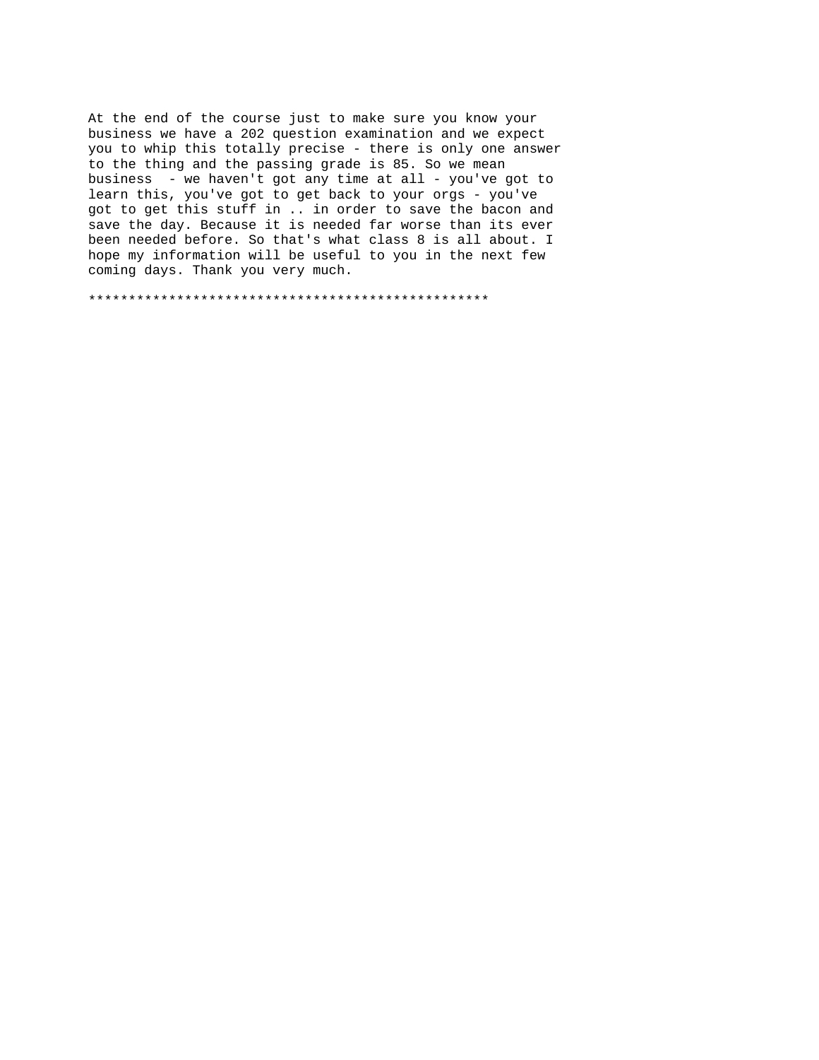At the end of the course just to make sure you know your business we have a 202 question examination and we expect you to whip this totally precise - there is only one answer to the thing and the passing grade is 85. So we mean business  - we haven't got any time at all - you've got to learn this, you've got to get back to your orgs - you've got to get this stuff in .. in order to save the bacon and save the day. Because it is needed far worse than its ever been needed before. So that's what class 8 is all about. I hope my information will be useful to you in the next few coming days. Thank you very much.

**************************************************